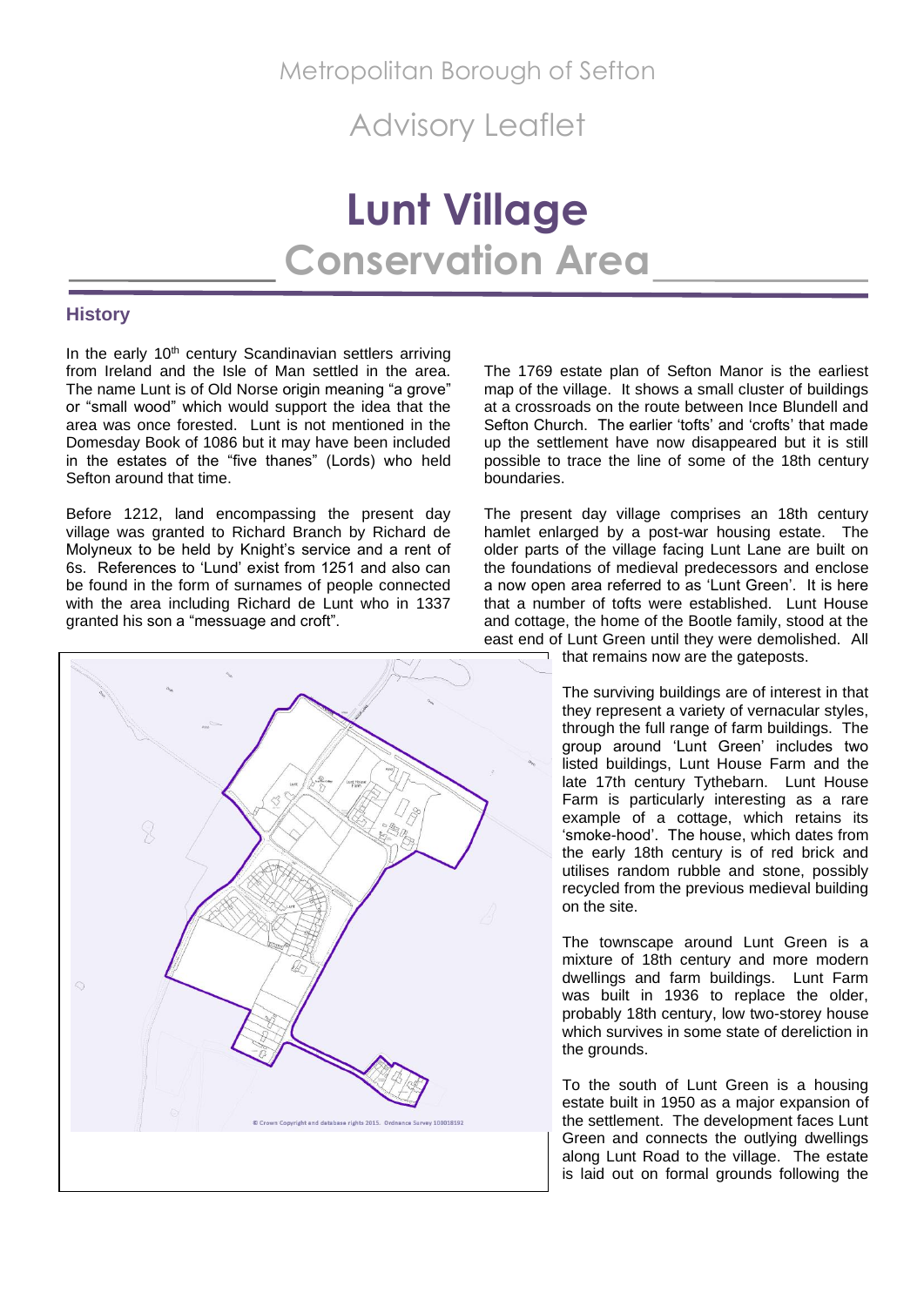Metropolitan Borough of Sefton

Advisory Leaflet

# Lunt Village

# Conservation Area

## History

In the early 10th century Scandinavian settlers arriving from Ireland and the Isle of Man settled in the area. The name Lunt is of Old Norse origin meaning "a grove" or "small wood" which would support the idea that the area was once forested. Lunt is not mentioned in the Domesday Book of 1086 but it may have been included in the estates of the "five thanes" (Lords) who held Sefton around that time.

Before 1212, land encompassing the present day village was granted to Richard Branch by Richard de Molyneux to be held by Knight's service and a rent of 6s. References to 'Lund' exist from 1251 and also can be found in the form of surnames of people connected with the area including Richard de Lunt who in 1337 granted his son a "messuage and croft".

The 1769 estate plan of Sefton Manor is the earliest map of the village. It shows a small cluster of buildings at a crossroads on the route between Ince Blundell and Sefton Church. The earlier 'tofts' and 'crofts' that made up the settlement have now disappeared but it is still possible to trace the line of some of the 18th century boundaries.

The present day village comprises an 18th century hamlet enlarged by a post-war housing estate. The older parts of the village facing Lunt Lane are built on the foundations of medieval predecessors and enclose a now open area referred to as 'Lunt Green'. It is here that a number of tofts were established. Lunt House and cottage, the home of the Bootle family, stood at the east end of Lunt Green until they were demolished. All that remains now are the gateposts.

The surviving buildings are of interest in that they represent a variety of vernacular styles, through the full range of farm buildings. The group around 'Lunt Green' includes two listed buildings, Lunt House Farm and the late 17th century Tythebarn. Lunt House Farm is particularly interesting as a rare example of a cottage, which retains its 'smoke-hood'. The house, which dates from the early 18th century is of red brick and utilises random rubble and stone, possibly recycled from the previous medieval building on the site.

The townscape around Lunt Green is a mixture of 18th century and more modern dwellings and farm buildings. Lunt Farm was built in 1936 to replace the older, probably 18th century, low two-storey house which survives in some state of dereliction in the grounds.

To the south of Lunt Green is a housing estate built in 1950 as a major expansion of the settlement. The development faces Lunt Green and connects the outlying dwellings along Lunt Road to the village. The estate is laid out on formal grounds following the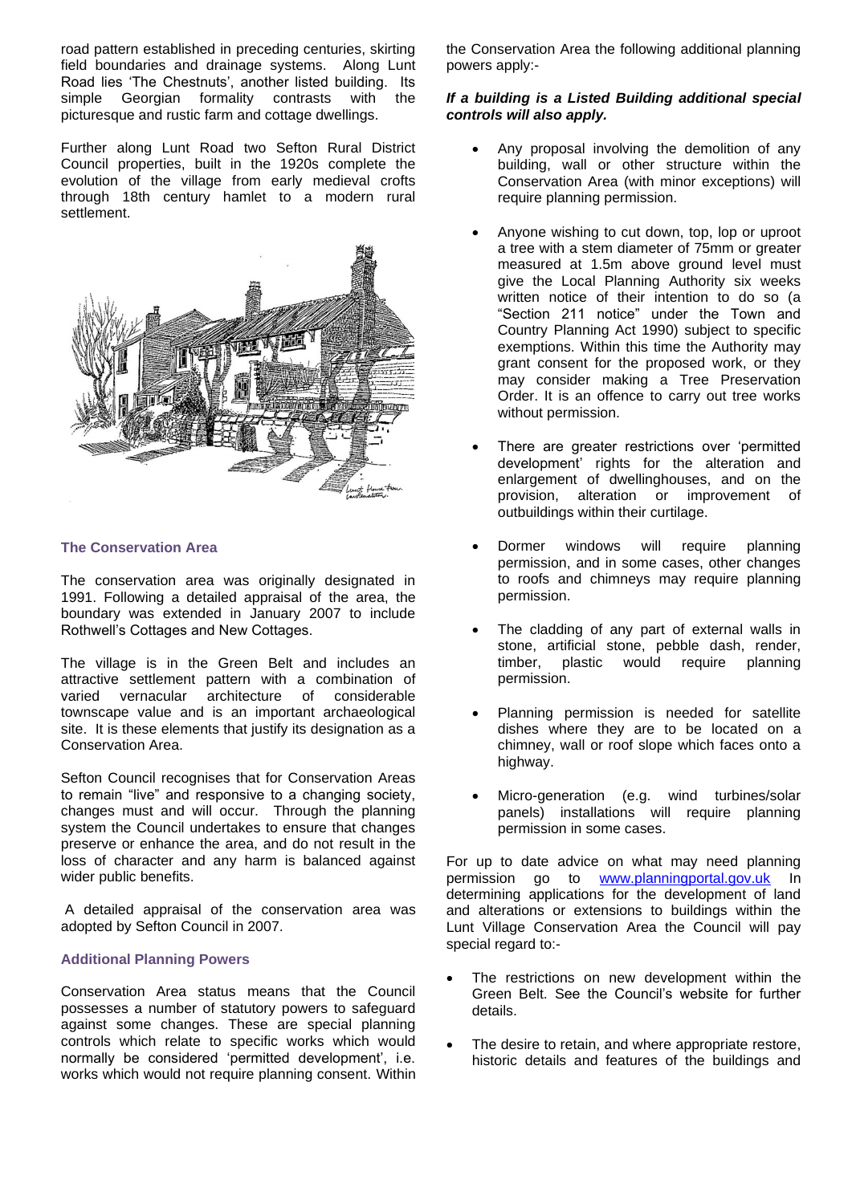road pattern established in preceding centuries, skirting field boundaries and drainage systems. Along Lunt Road lies 'The Chestnuts', another listed building. Its simple Georgian formality contrasts with the picturesque and rustic farm and cottage dwellings.

Further along Lunt Road two Sefton Rural District Council properties, built in the 1920s complete the evolution of the village from early medieval crofts through 18th century hamlet to a modern rural settlement.

### The Conservation Area

The conservation area was originally designated in 1991. Following a detailed appraisal of the area, the boundary was extended in January 2007 to include Rothwell's Cottages and New Cottages.

The village is in the Green Belt and includes an attractive settlement pattern with a combination of varied vernacular architecture of considerable townscape value and is an important archaeological site. It is these elements that justify its designation as a Conservation Area.

Sefton Council recognises that for Conservation Areas to remain "live" and responsive to a changing society, changes must and will occur. Through the planning system the Council undertakes to ensure that changes preserve or enhance the area, and do not result in the loss of character and any harm is balanced against wider public benefits.

A detailed appraisal of the conservation area was adopted by Sefton Council in 2007.

### Additional Planning Powers

Conservation Area status means that the Council possesses a number of statutory powers to safeguard against some changes. These are special planning controls which relate to specific works which would normally be considered 'permitted development', i.e. works which would not require planning consent. Within the Conservation Area the following additional planning powers apply:-

***If a building is a Listed Building additional special controls will also apply.***

- Any proposal involving the demolition of any building, wall or other structure within the Conservation Area (with minor exceptions) will require planning permission.
- Anyone wishing to cut down, top, lop or uproot a tree with a stem diameter of 75mm or greater measured at 1.5m above ground level must give the Local Planning Authority six weeks written notice of their intention to do so (a "Section 211 notice" under the Town and Country Planning Act 1990) subject to specific exemptions. Within this time the Authority may grant consent for the proposed work, or they may consider making a Tree Preservation Order. It is an offence to carry out tree works without permission.
- There are greater restrictions over 'permitted development' rights for the alteration and enlargement of dwellinghouses, and on the provision, alteration or improvement of outbuildings within their curtilage.
- Dormer windows will require planning permission, and in some cases, other changes to roofs and chimneys may require planning permission.
- The cladding of any part of external walls in stone, artificial stone, pebble dash, render, timber, plastic would require planning permission.
- Planning permission is needed for satellite dishes where they are to be located on a chimney, wall or roof slope which faces onto a highway.
- Micro-generation (e.g. wind turbines/solar panels) installations will require planning permission in some cases.

For up to date advice on what may need planning permission go to [www.planningportal.gov.uk](http://www.planningportal.gov.uk) In determining applications for the development of land and alterations or extensions to buildings within the Lunt Village Conservation Area the Council will pay special regard to:-

- The restrictions on new development within the Green Belt. See the Council's website for further details.
- The desire to retain, and where appropriate restore, historic details and features of the buildings and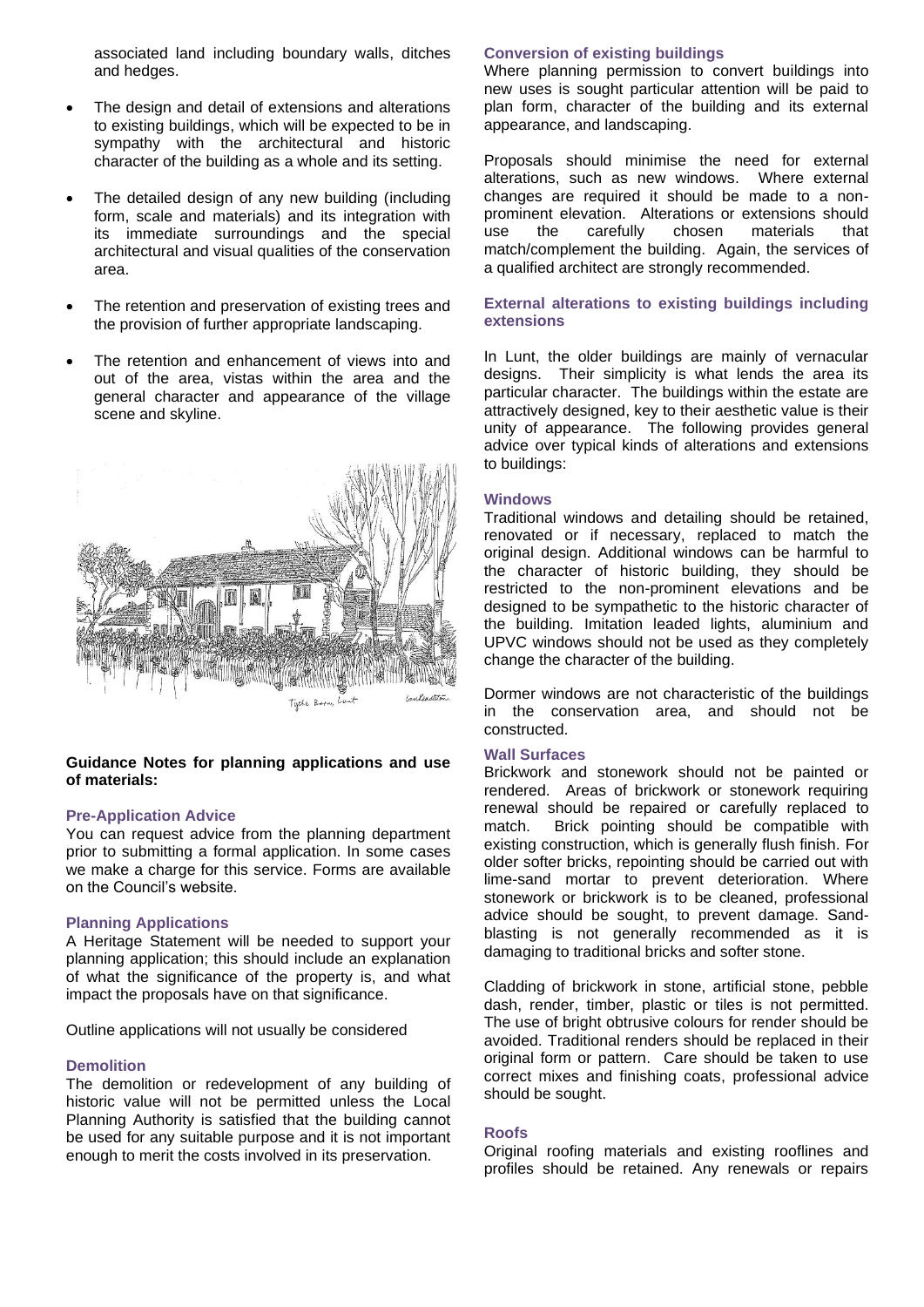associated land including boundary walls, ditches and hedges.

- The design and detail of extensions and alterations to existing buildings, which will be expected to be in sympathy with the architectural and historic character of the building as a whole and its setting.
- The detailed design of any new building (including form, scale and materials) and its integration with its immediate surroundings and the special architectural and visual qualities of the conservation area.
- The retention and preservation of existing trees and the provision of further appropriate landscaping.
- The retention and enhancement of views into and out of the area, vistas within the area and the general character and appearance of the village scene and skyline.

**Guidance Notes for planning applications and use of materials:**

### Pre-Application Advice

You can request advice from the planning department prior to submitting a formal application. In some cases we make a charge for this service. Forms are available on the Council's website.

### Planning Applications

A Heritage Statement will be needed to support your planning application; this should include an explanation of what the significance of the property is, and what impact the proposals have on that significance.

Outline applications will not usually be considered

### Demolition

The demolition or redevelopment of any building of historic value will not be permitted unless the Local Planning Authority is satisfied that the building cannot be used for any suitable purpose and it is not important enough to merit the costs involved in its preservation.

### Conversion of existing buildings

Where planning permission to convert buildings into new uses is sought particular attention will be paid to plan form, character of the building and its external appearance, and landscaping.

Proposals should minimise the need for external alterations, such as new windows. Where external changes are required it should be made to a non-prominent elevation. Alterations or extensions should use the carefully chosen materials that match/complement the building. Again, the services of a qualified architect are strongly recommended.

### External alterations to existing buildings including extensions

In Lunt, the older buildings are mainly of vernacular designs. Their simplicity is what lends the area its particular character. The buildings within the estate are attractively designed, key to their aesthetic value is their unity of appearance. The following provides general advice over typical kinds of alterations and extensions to buildings:

### Windows

Traditional windows and detailing should be retained, renovated or if necessary, replaced to match the original design. Additional windows can be harmful to the character of historic building, they should be restricted to the non-prominent elevations and be designed to be sympathetic to the historic character of the building. Imitation leaded lights, aluminium and UPVC windows should not be used as they completely change the character of the building.

Dormer windows are not characteristic of the buildings in the conservation area, and should not be constructed.

### Wall Surfaces

Brickwork and stonework should not be painted or rendered. Areas of brickwork or stonework requiring renewal should be repaired or carefully replaced to match. Brick pointing should be compatible with existing construction, which is generally flush finish. For older softer bricks, repointing should be carried out with lime-sand mortar to prevent deterioration. Where stonework or brickwork is to be cleaned, professional advice should be sought, to prevent damage. Sand-blasting is not generally recommended as it is damaging to traditional bricks and softer stone.

Cladding of brickwork in stone, artificial stone, pebble dash, render, timber, plastic or tiles is not permitted. The use of bright obtrusive colours for render should be avoided. Traditional renders should be replaced in their original form or pattern. Care should be taken to use correct mixes and finishing coats, professional advice should be sought.

### Roofs

Original roofing materials and existing rooflines and profiles should be retained. Any renewals or repairs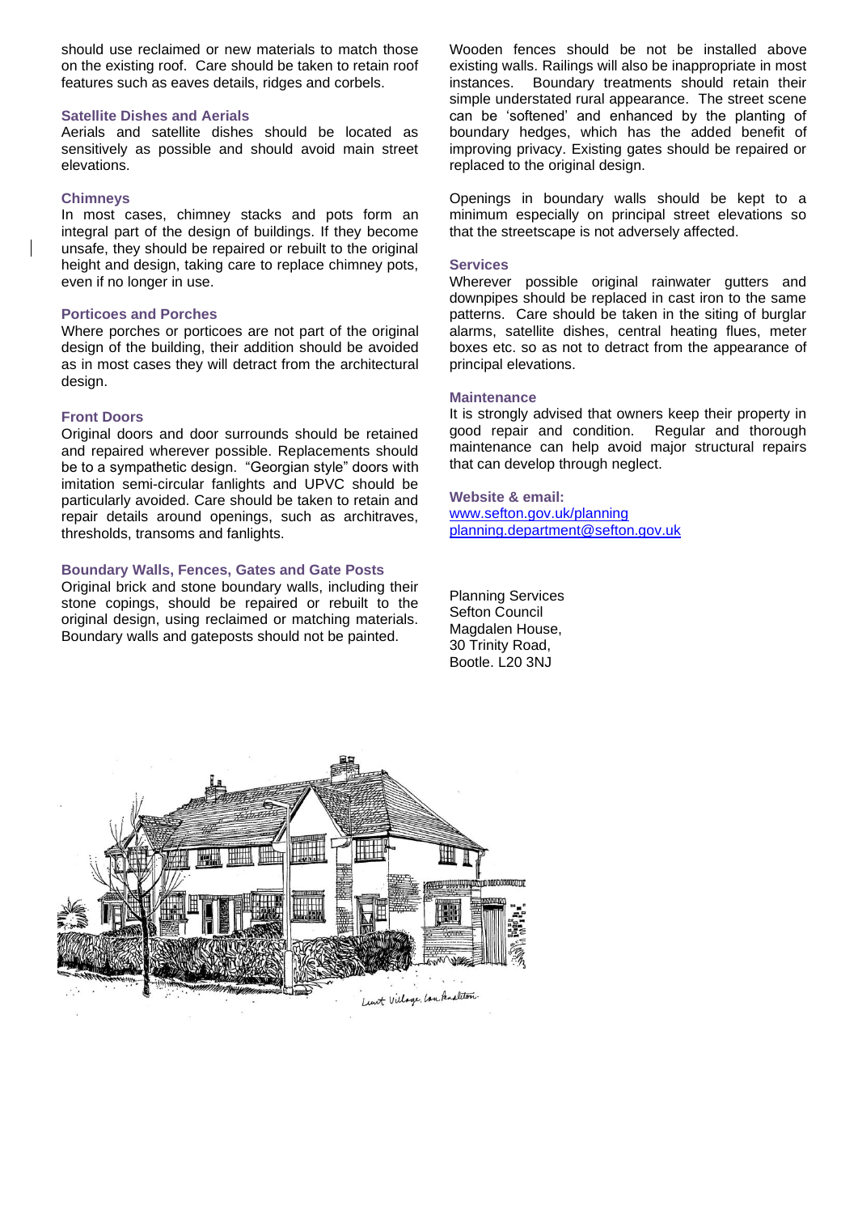should use reclaimed or new materials to match those on the existing roof. Care should be taken to retain roof features such as eaves details, ridges and corbels.

### Satellite Dishes and Aerials

Aerials and satellite dishes should be located as sensitively as possible and should avoid main street elevations.

### Chimneys

In most cases, chimney stacks and pots form an integral part of the design of buildings. If they become unsafe, they should be repaired or rebuilt to the original height and design, taking care to replace chimney pots, even if no longer in use.

### Porticoes and Porches

Where porches or porticoes are not part of the original design of the building, their addition should be avoided as in most cases they will detract from the architectural design.

### Front Doors

Original doors and door surrounds should be retained and repaired wherever possible. Replacements should be to a sympathetic design. "Georgian style" doors with imitation semi-circular fanlights and UPVC should be particularly avoided. Care should be taken to retain and repair details around openings, such as architraves, thresholds, transoms and fanlights.

### Boundary Walls, Fences, Gates and Gate Posts

Original brick and stone boundary walls, including their stone copings, should be repaired or rebuilt to the original design, using reclaimed or matching materials. Boundary walls and gateposts should not be painted.

Wooden fences should be not be installed above existing walls. Railings will also be inappropriate in most instances. Boundary treatments should retain their simple understated rural appearance. The street scene can be 'softened' and enhanced by the planting of boundary hedges, which has the added benefit of improving privacy. Existing gates should be repaired or replaced to the original design.

Openings in boundary walls should be kept to a minimum especially on principal street elevations so that the streetscape is not adversely affected.

### Services

Wherever possible original rainwater gutters and downpipes should be replaced in cast iron to the same patterns. Care should be taken in the siting of burglar alarms, satellite dishes, central heating flues, meter boxes etc. so as not to detract from the appearance of principal elevations.

### Maintenance

It is strongly advised that owners keep their property in good repair and condition. Regular and thorough maintenance can help avoid major structural repairs that can develop through neglect.

### Website & email:

www.sefton.gov.uk/planning
planning.department@sefton.gov.uk

Planning Services
Sefton Council
Magdalen House,
30 Trinity Road,
Bootle. L20 3NJ

Lunt Village. Ian Pendleton